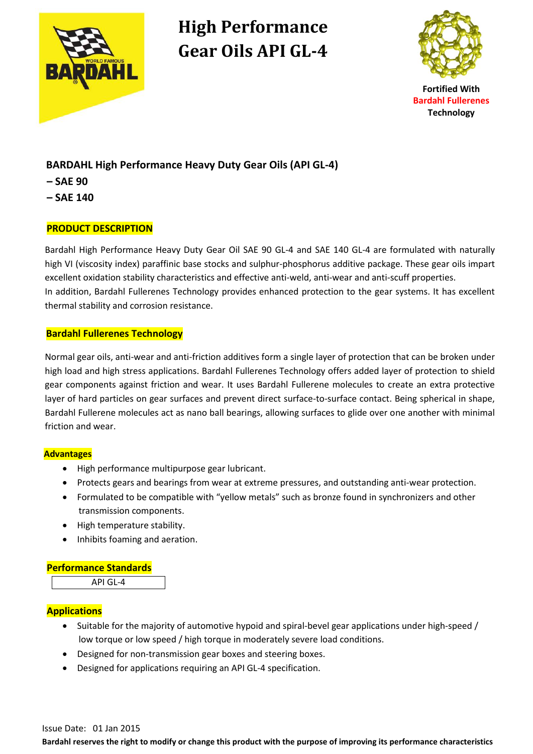# High Performance Gear Oils API GL-4

Fortified With
Bardahl Fullerenes
Technology

**BARDAHL High Performance Heavy Duty Gear Oils (API GL-4)**
**– SAE 90**
**– SAE 140**

## PRODUCT DESCRIPTION

Bardahl High Performance Heavy Duty Gear Oil SAE 90 GL-4 and SAE 140 GL-4 are formulated with naturally high VI (viscosity index) paraffinic base stocks and sulphur-phosphorus additive package. These gear oils impart excellent oxidation stability characteristics and effective anti-weld, anti-wear and anti-scuff properties.
In addition, Bardahl Fullerenes Technology provides enhanced protection to the gear systems. It has excellent thermal stability and corrosion resistance.

## Bardahl Fullerenes Technology

Normal gear oils, anti-wear and anti-friction additives form a single layer of protection that can be broken under high load and high stress applications. Bardahl Fullerenes Technology offers added layer of protection to shield gear components against friction and wear. It uses Bardahl Fullerene molecules to create an extra protective layer of hard particles on gear surfaces and prevent direct surface-to-surface contact. Being spherical in shape, Bardahl Fullerene molecules act as nano ball bearings, allowing surfaces to glide over one another with minimal friction and wear.

## Advantages

- High performance multipurpose gear lubricant.
- Protects gears and bearings from wear at extreme pressures, and outstanding anti-wear protection.
- Formulated to be compatible with "yellow metals" such as bronze found in synchronizers and other transmission components.
- High temperature stability.
- Inhibits foaming and aeration.

## Performance Standards

| API GL-4 |
|---|

## Applications

- Suitable for the majority of automotive hypoid and spiral-bevel gear applications under high-speed / low torque or low speed / high torque in moderately severe load conditions.
- Designed for non-transmission gear boxes and steering boxes.
- Designed for applications requiring an API GL-4 specification.

Issue Date: 01 Jan 2015

**Bardahl reserves the right to modify or change this product with the purpose of improving its performance characteristics**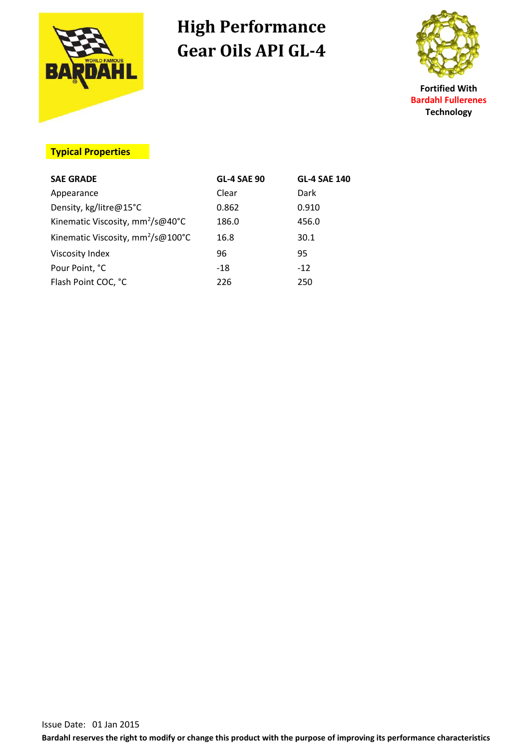# High Performance Gear Oils API GL-4

Fortified With
Bardahl Fullerenes
Technology

## Typical Properties

| SAE GRADE | GL-4 SAE 90 | GL-4 SAE 140 |
|---|---|---|
| Appearance | Clear | Dark |
| Density, kg/litre@15°C | 0.862 | 0.910 |
| Kinematic Viscosity, $mm^2/s$@40°C | 186.0 | 456.0 |
| Kinematic Viscosity, $mm^2/s$@100°C | 16.8 | 30.1 |
| Viscosity Index | 96 | 95 |
| Pour Point, °C | -18 | -12 |
| Flash Point COC, °C | 226 | 250 |

Issue Date: 01 Jan 2015

**Bardahl reserves the right to modify or change this product with the purpose of improving its performance characteristics**